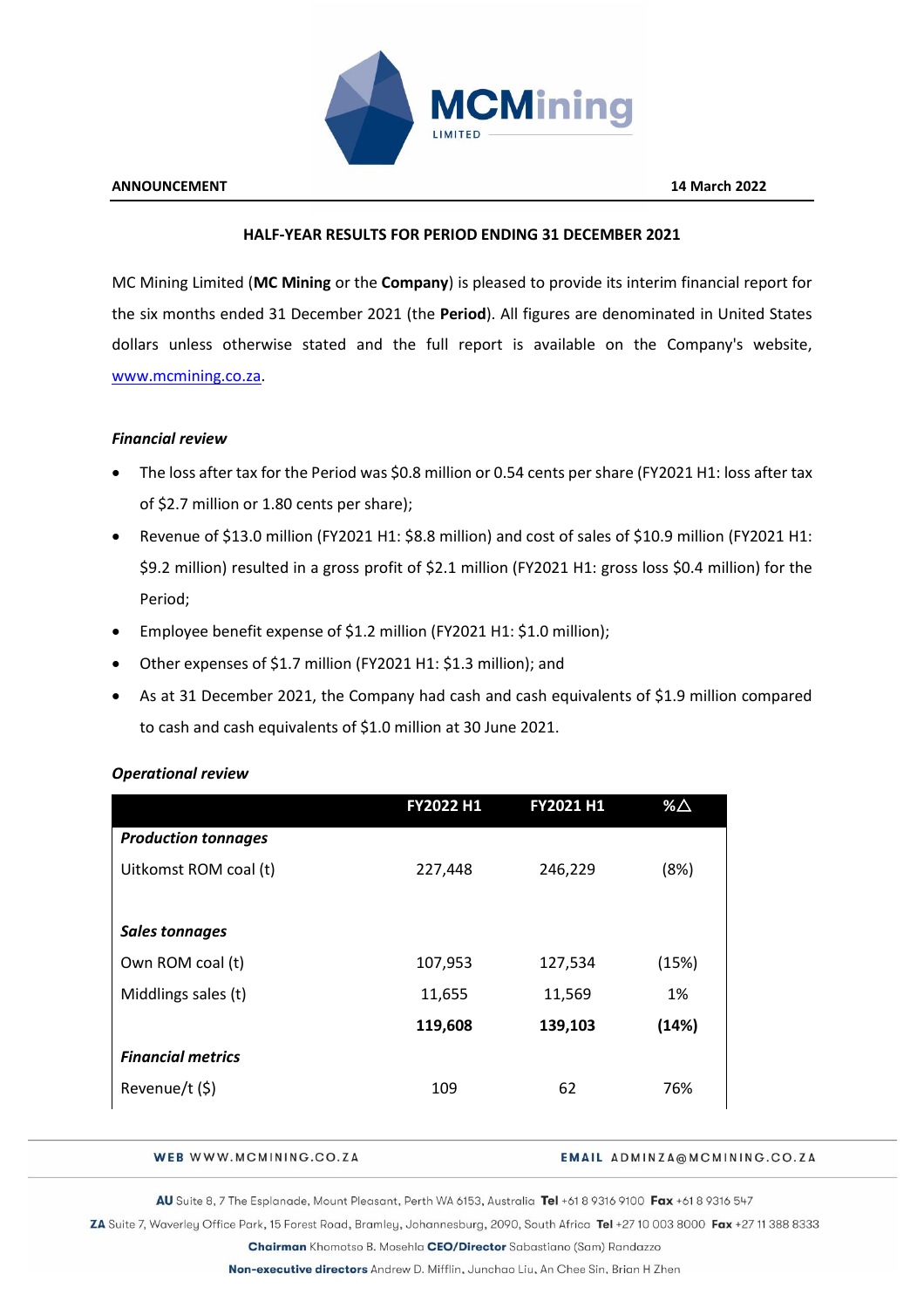**ANNOUNCEMENT** **14 March 2022**

## HALF-YEAR RESULTS FOR PERIOD ENDING 31 DECEMBER 2021

MC Mining Limited (**MC Mining** or the **Company**) is pleased to provide its interim financial report for the six months ended 31 December 2021 (the **Period**). All figures are denominated in United States dollars unless otherwise stated and the full report is available on the Company's website, www.mcmining.co.za.

### *Financial review*

- The loss after tax for the Period was $0.8 million or 0.54 cents per share (FY2021 H1: loss after tax of $2.7 million or 1.80 cents per share);
- Revenue of $13.0 million (FY2021 H1: $8.8 million) and cost of sales of $10.9 million (FY2021 H1: $9.2 million) resulted in a gross profit of $2.1 million (FY2021 H1: gross loss $0.4 million) for the Period;
- Employee benefit expense of $1.2 million (FY2021 H1: $1.0 million);
- Other expenses of $1.7 million (FY2021 H1: $1.3 million); and
- As at 31 December 2021, the Company had cash and cash equivalents of $1.9 million compared to cash and cash equivalents of $1.0 million at 30 June 2021.

### *Operational review*

| | FY2022 H1 | FY2021 H1 | %△ |
|---|---|---|---|
| ***Production tonnages*** | | | |
| Uitkomst ROM coal (t) | 227,448 | 246,229 | (8%) |
| | | | |
| ***Sales tonnages*** | | | |
| Own ROM coal (t) | 107,953 | 127,534 | (15%) |
| Middlings sales (t) | 11,655 | 11,569 | 1% |
| | **119,608** | **139,103** | **(14%)** |
| ***Financial metrics*** | | | |
| Revenue/t ($) | 109 | 62 | 76% |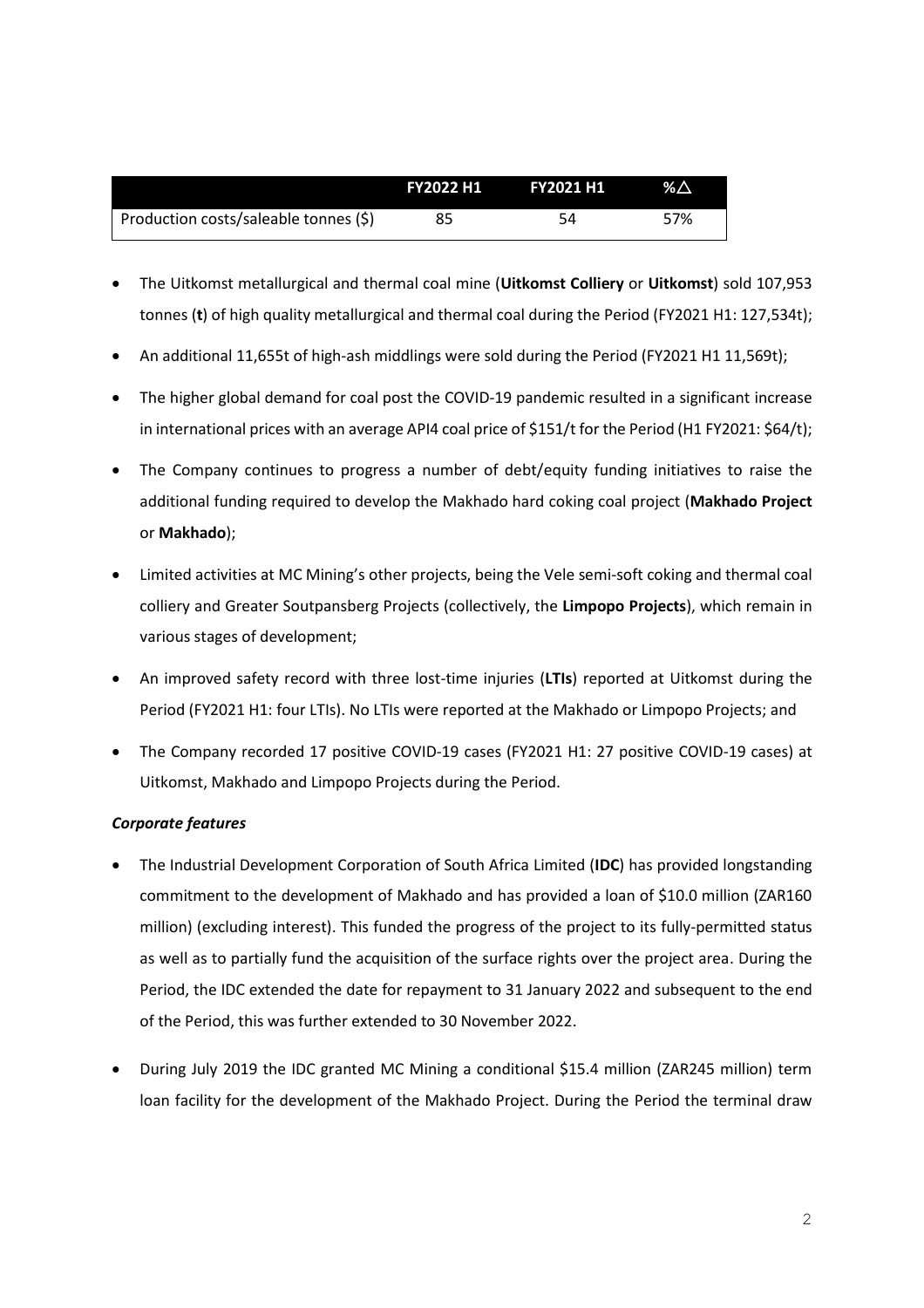| | FY2022 H1 | FY2021 H1 | %△ |
|---|---|---|---|
| Production costs/saleable tonnes ($) | 85 | 54 | 57% |

- The Uitkomst metallurgical and thermal coal mine (**Uitkomst Colliery** or **Uitkomst**) sold 107,953 tonnes (**t**) of high quality metallurgical and thermal coal during the Period (FY2021 H1: 127,534t);
- An additional 11,655t of high-ash middlings were sold during the Period (FY2021 H1 11,569t);
- The higher global demand for coal post the COVID-19 pandemic resulted in a significant increase in international prices with an average API4 coal price of $151/t for the Period (H1 FY2021: $64/t);
- The Company continues to progress a number of debt/equity funding initiatives to raise the additional funding required to develop the Makhado hard coking coal project (**Makhado Project** or **Makhado**);
- Limited activities at MC Mining's other projects, being the Vele semi-soft coking and thermal coal colliery and Greater Soutpansberg Projects (collectively, the **Limpopo Projects**), which remain in various stages of development;
- An improved safety record with three lost-time injuries (**LTIs**) reported at Uitkomst during the Period (FY2021 H1: four LTIs). No LTIs were reported at the Makhado or Limpopo Projects; and
- The Company recorded 17 positive COVID-19 cases (FY2021 H1: 27 positive COVID-19 cases) at Uitkomst, Makhado and Limpopo Projects during the Period.

***Corporate features***

- The Industrial Development Corporation of South Africa Limited (**IDC**) has provided longstanding commitment to the development of Makhado and has provided a loan of $10.0 million (ZAR160 million) (excluding interest). This funded the progress of the project to its fully-permitted status as well as to partially fund the acquisition of the surface rights over the project area. During the Period, the IDC extended the date for repayment to 31 January 2022 and subsequent to the end of the Period, this was further extended to 30 November 2022.
- During July 2019 the IDC granted MC Mining a conditional $15.4 million (ZAR245 million) term loan facility for the development of the Makhado Project. During the Period the terminal draw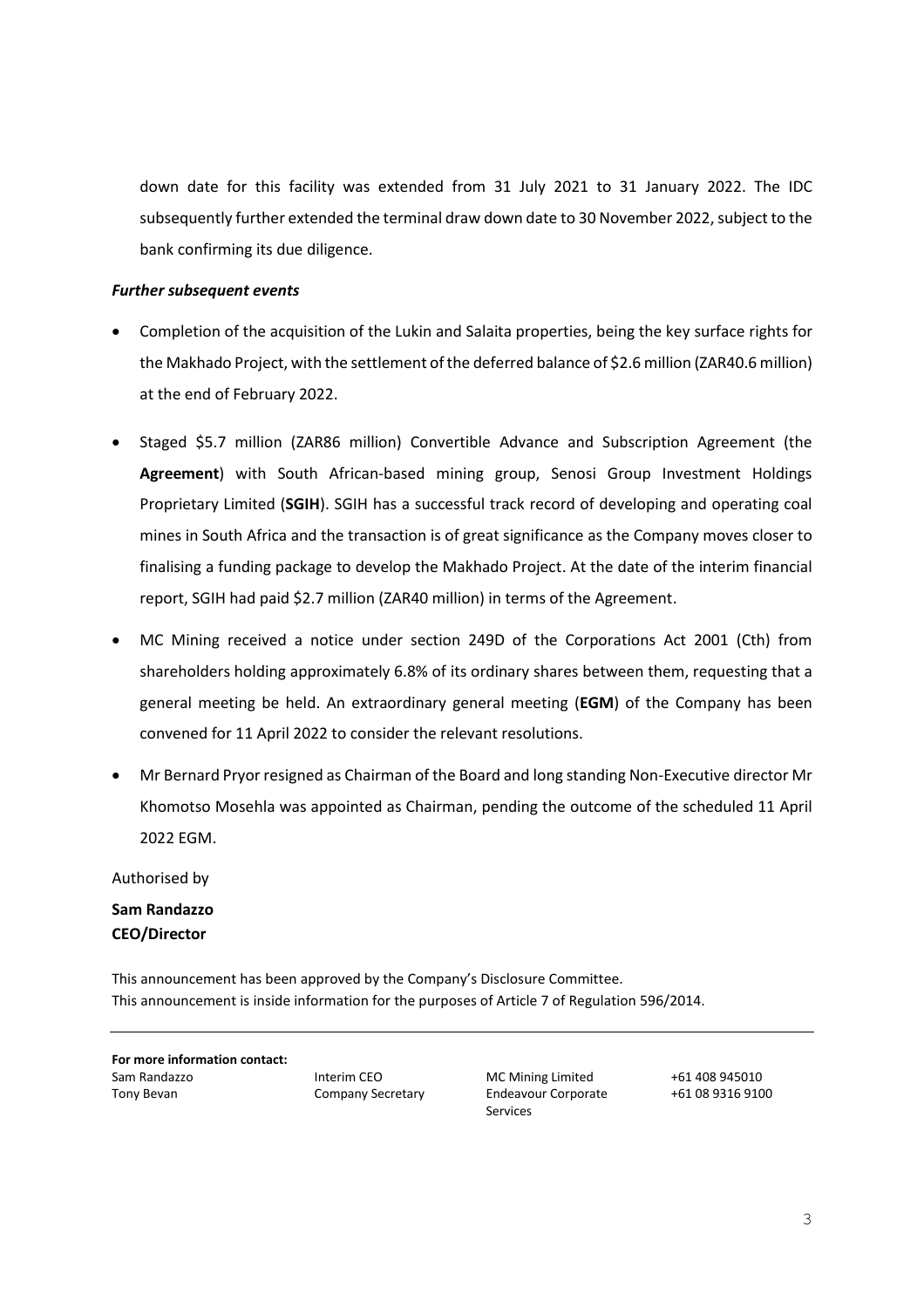down date for this facility was extended from 31 July 2021 to 31 January 2022. The IDC subsequently further extended the terminal draw down date to 30 November 2022, subject to the bank confirming its due diligence.

***Further subsequent events***

- Completion of the acquisition of the Lukin and Salaita properties, being the key surface rights for the Makhado Project, with the settlement of the deferred balance of $2.6 million (ZAR40.6 million) at the end of February 2022.
- Staged $5.7 million (ZAR86 million) Convertible Advance and Subscription Agreement (the **Agreement**) with South African-based mining group, Senosi Group Investment Holdings Proprietary Limited (**SGIH**). SGIH has a successful track record of developing and operating coal mines in South Africa and the transaction is of great significance as the Company moves closer to finalising a funding package to develop the Makhado Project. At the date of the interim financial report, SGIH had paid $2.7 million (ZAR40 million) in terms of the Agreement.
- MC Mining received a notice under section 249D of the Corporations Act 2001 (Cth) from shareholders holding approximately 6.8% of its ordinary shares between them, requesting that a general meeting be held. An extraordinary general meeting (**EGM**) of the Company has been convened for 11 April 2022 to consider the relevant resolutions.
- Mr Bernard Pryor resigned as Chairman of the Board and long standing Non-Executive director Mr Khomotso Mosehla was appointed as Chairman, pending the outcome of the scheduled 11 April 2022 EGM.

Authorised by

**Sam Randazzo**
**CEO/Director**

This announcement has been approved by the Company's Disclosure Committee.
This announcement is inside information for the purposes of Article 7 of Regulation 596/2014.

---

**For more information contact:**

| | | | |
|---|---|---|---|
| Sam Randazzo | Interim CEO | MC Mining Limited | +61 408 945010 |
| Tony Bevan | Company Secretary | Endeavour Corporate Services | +61 08 9316 9100 |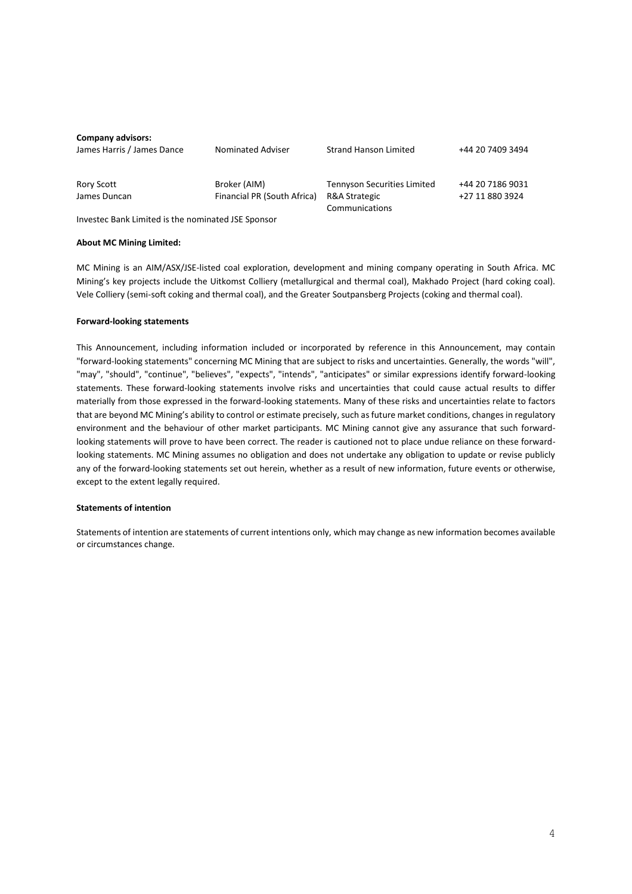**Company advisors:**

| | | | |
|---|---|---|---|
| James Harris / James Dance | Nominated Adviser | Strand Hanson Limited | +44 20 7409 3494 |
| Rory Scott | Broker (AIM) | Tennyson Securities Limited | +44 20 7186 9031 |
| James Duncan | Financial PR (South Africa) | R&A Strategic Communications | +27 11 880 3924 |

Investec Bank Limited is the nominated JSE Sponsor

**About MC Mining Limited:**

MC Mining is an AIM/ASX/JSE-listed coal exploration, development and mining company operating in South Africa. MC Mining's key projects include the Uitkomst Colliery (metallurgical and thermal coal), Makhado Project (hard coking coal). Vele Colliery (semi-soft coking and thermal coal), and the Greater Soutpansberg Projects (coking and thermal coal).

**Forward-looking statements**

This Announcement, including information included or incorporated by reference in this Announcement, may contain "forward-looking statements" concerning MC Mining that are subject to risks and uncertainties. Generally, the words "will", "may", "should", "continue", "believes", "expects", "intends", "anticipates" or similar expressions identify forward-looking statements. These forward-looking statements involve risks and uncertainties that could cause actual results to differ materially from those expressed in the forward-looking statements. Many of these risks and uncertainties relate to factors that are beyond MC Mining's ability to control or estimate precisely, such as future market conditions, changes in regulatory environment and the behaviour of other market participants. MC Mining cannot give any assurance that such forward-looking statements will prove to have been correct. The reader is cautioned not to place undue reliance on these forward-looking statements. MC Mining assumes no obligation and does not undertake any obligation to update or revise publicly any of the forward-looking statements set out herein, whether as a result of new information, future events or otherwise, except to the extent legally required.

**Statements of intention**

Statements of intention are statements of current intentions only, which may change as new information becomes available or circumstances change.